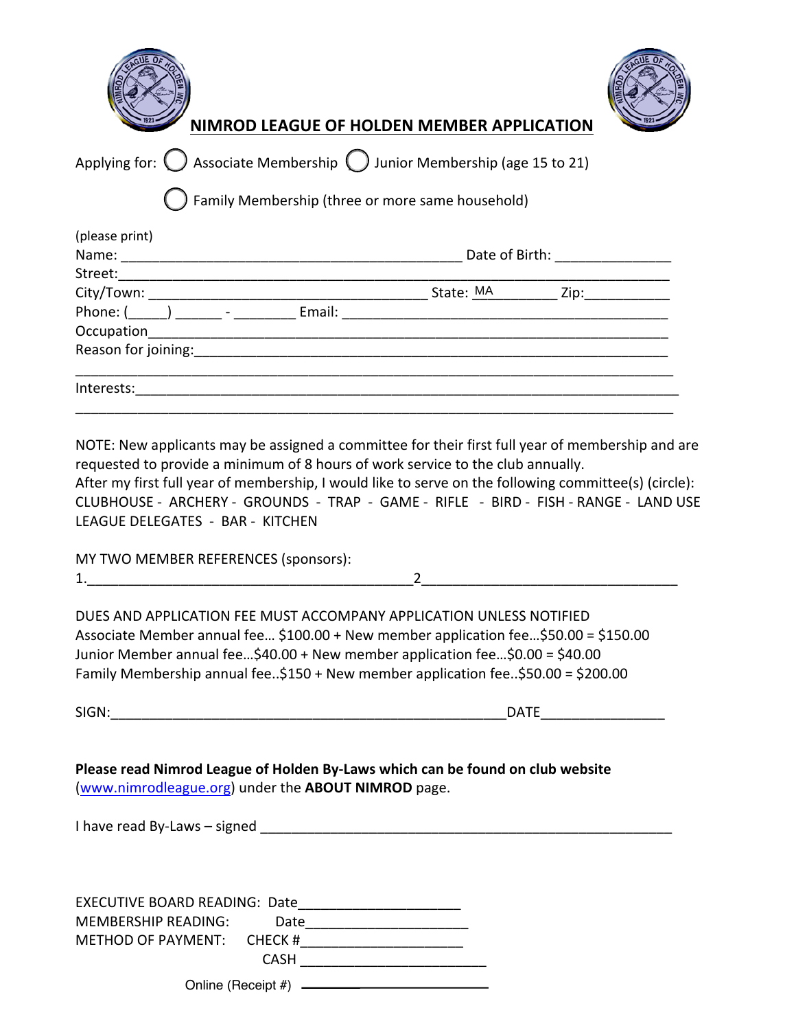# NIMROD LEAGUE OF HOLDEN MEMBER APPLICATION

Applying for: ◯ Associate Membership ◯ Junior Membership (age 15 to 21)

◯ Family Membership (three or more same household)

(please print)

Name: ____________________________________________ Date of Birth: _______________

Street: ______________________________________________________________________

City/Town: ____________________________________ State: MA __________ Zip: ___________

Phone: (_____) ______ - ________ Email: ___________________________________________

Occupation ___________________________________________________________________

Reason for joining: _____________________________________________________________

______________________________________________________________________________

Interests: _____________________________________________________________________

______________________________________________________________________________

NOTE: New applicants may be assigned a committee for their first full year of membership and are requested to provide a minimum of 8 hours of work service to the club annually.
After my first full year of membership, I would like to serve on the following committee(s) (circle):
CLUBHOUSE - ARCHERY - GROUNDS - TRAP - GAME - RIFLE - BIRD - FISH - RANGE - LAND USE
LEAGUE DELEGATES - BAR - KITCHEN

MY TWO MEMBER REFERENCES (sponsors):
1.__________________________________________ 2________________________________

DUES AND APPLICATION FEE MUST ACCOMPANY APPLICATION UNLESS NOTIFIED
Associate Member annual fee… $100.00 + New member application fee…$50.00 = $150.00
Junior Member annual fee…$40.00 + New member application fee…$0.00 = $40.00
Family Membership annual fee..$150 + New member application fee..$50.00 = $200.00

SIGN: ____________________________________________________ DATE ________________

**Please read Nimrod League of Holden By-Laws which can be found on club website** ([www.nimrodleague.org](http://www.nimrodleague.org)) under the **ABOUT NIMROD** page.

I have read By-Laws – signed _______________________________________________________

EXECUTIVE BOARD READING: Date _____________________
MEMBERSHIP READING: Date _____________________
METHOD OF PAYMENT: CHECK # _____________________
CASH _______________________
Online (Receipt #) ____________________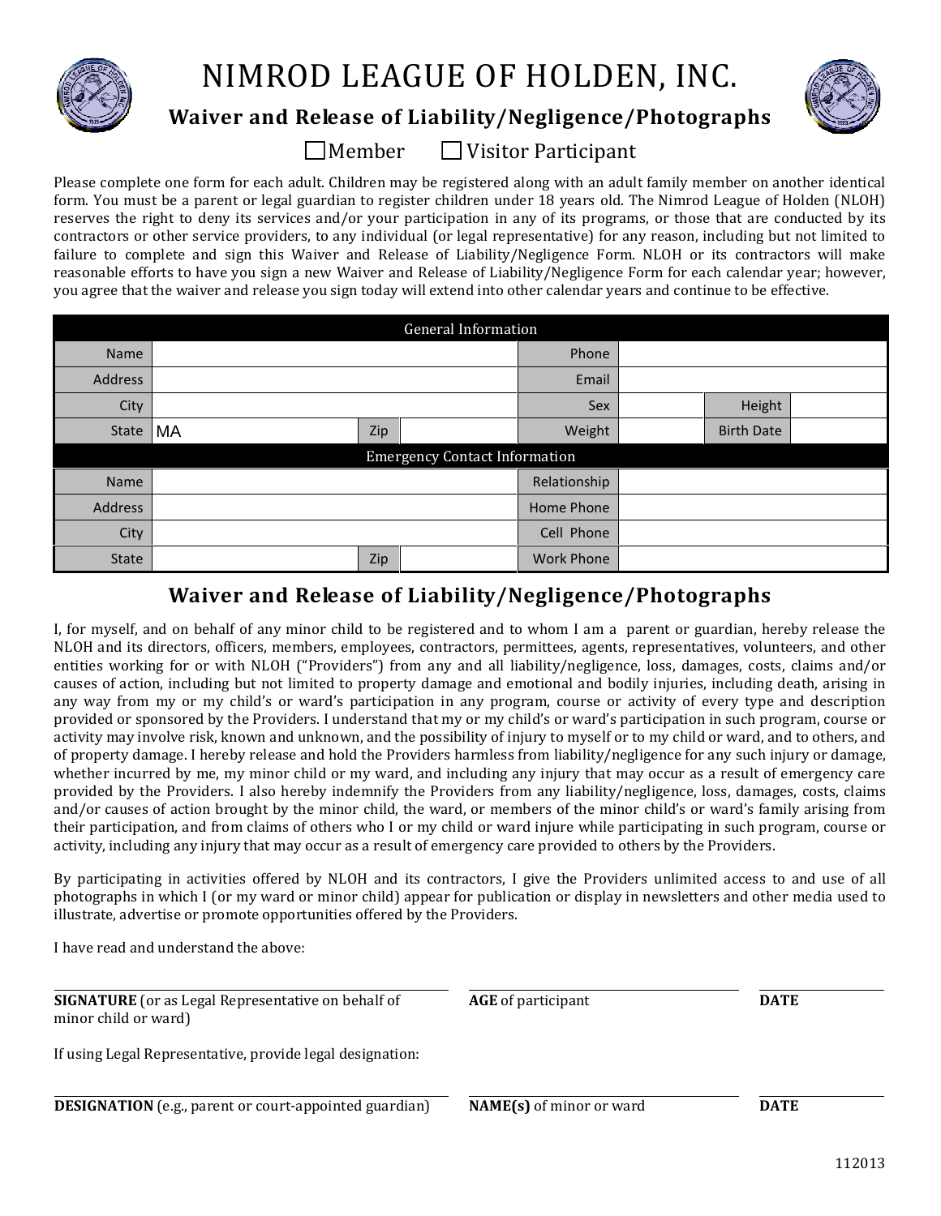# NIMROD LEAGUE OF HOLDEN, INC.

**Waiver and Release of Liability/Negligence/Photographs**

☐ Member ☐ Visitor Participant

Please complete one form for each adult. Children may be registered along with an adult family member on another identical form. You must be a parent or legal guardian to register children under 18 years old. The Nimrod League of Holden (NLOH) reserves the right to deny its services and/or your participation in any of its programs, or those that are conducted by its contractors or other service providers, to any individual (or legal representative) for any reason, including but not limited to failure to complete and sign this Waiver and Release of Liability/Negligence Form. NLOH or its contractors will make reasonable efforts to have you sign a new Waiver and Release of Liability/Negligence Form for each calendar year; however, you agree that the waiver and release you sign today will extend into other calendar years and continue to be effective.

| General Information | | | | | | | |
|---|---|---|---|---|---|---|---|
| Name | | | | Phone | | | |
| Address | | | | Email | | | |
| City | | | | Sex | | Height | |
| State | MA | Zip | | Weight | | Birth Date | |
| **Emergency Contact Information** | | | | | | | |
| Name | | | | Relationship | | | |
| Address | | | | Home Phone | | | |
| City | | | | Cell Phone | | | |
| State | | Zip | | Work Phone | | | |

## Waiver and Release of Liability/Negligence/Photographs

I, for myself, and on behalf of any minor child to be registered and to whom I am a parent or guardian, hereby release the NLOH and its directors, officers, members, employees, contractors, permittees, agents, representatives, volunteers, and other entities working for or with NLOH ("Providers") from any and all liability/negligence, loss, damages, costs, claims and/or causes of action, including but not limited to property damage and emotional and bodily injuries, including death, arising in any way from my or my child's or ward's participation in any program, course or activity of every type and description provided or sponsored by the Providers. I understand that my or my child's or ward's participation in such program, course or activity may involve risk, known and unknown, and the possibility of injury to myself or to my child or ward, and to others, and of property damage. I hereby release and hold the Providers harmless from liability/negligence for any such injury or damage, whether incurred by me, my minor child or my ward, and including any injury that may occur as a result of emergency care provided by the Providers. I also hereby indemnify the Providers from any liability/negligence, loss, damages, costs, claims and/or causes of action brought by the minor child, the ward, or members of the minor child's or ward's family arising from their participation, and from claims of others who I or my child or ward injure while participating in such program, course or activity, including any injury that may occur as a result of emergency care provided to others by the Providers.

By participating in activities offered by NLOH and its contractors, I give the Providers unlimited access to and use of all photographs in which I (or my ward or minor child) appear for publication or display in newsletters and other media used to illustrate, advertise or promote opportunities offered by the Providers.

I have read and understand the above:

**SIGNATURE** (or as Legal Representative on behalf of minor child or ward) | **AGE** of participant | **DATE**

If using Legal Representative, provide legal designation:

**DESIGNATION** (e.g., parent or court-appointed guardian) | **NAME(s)** of minor or ward | **DATE**

112013